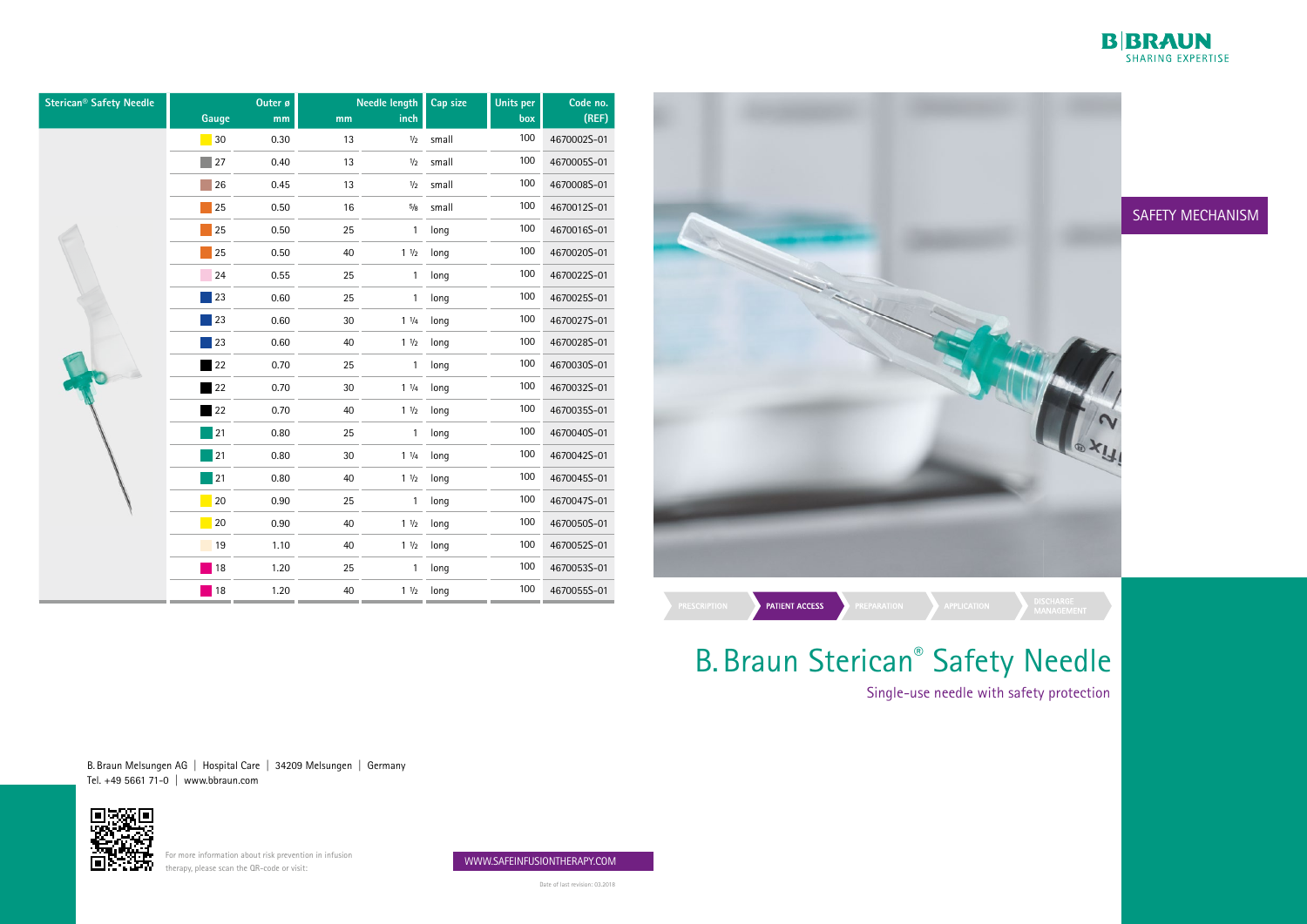| Sterican® Safety Needle | Gauge | Outer ø mm | Needle length mm | Needle length inch | Cap size | Units per box | Code no. (REF) |
|---|---|---|---|---|---|---|---|
| | 30 | 0.30 | 13 | ½ | small | 100 | 4670002S-01 |
| | 27 | 0.40 | 13 | ½ | small | 100 | 4670005S-01 |
| | 26 | 0.45 | 13 | ½ | small | 100 | 4670008S-01 |
| | 25 | 0.50 | 16 | ⅝ | small | 100 | 4670012S-01 |
| | 25 | 0.50 | 25 | 1 | long | 100 | 4670016S-01 |
| | 25 | 0.50 | 40 | 1 ½ | long | 100 | 4670020S-01 |
| | 24 | 0.55 | 25 | 1 | long | 100 | 4670022S-01 |
| | 23 | 0.60 | 25 | 1 | long | 100 | 4670025S-01 |
| | 23 | 0.60 | 30 | 1 ¼ | long | 100 | 4670027S-01 |
| | 23 | 0.60 | 40 | 1 ½ | long | 100 | 4670028S-01 |
| | 22 | 0.70 | 25 | 1 | long | 100 | 4670030S-01 |
| | 22 | 0.70 | 30 | 1 ¼ | long | 100 | 4670032S-01 |
| | 22 | 0.70 | 40 | 1 ½ | long | 100 | 4670035S-01 |
| | 21 | 0.80 | 25 | 1 | long | 100 | 4670040S-01 |
| | 21 | 0.80 | 30 | 1 ¼ | long | 100 | 4670042S-01 |
| | 21 | 0.80 | 40 | 1 ½ | long | 100 | 4670045S-01 |
| | 20 | 0.90 | 25 | 1 | long | 100 | 4670047S-01 |
| | 20 | 0.90 | 40 | 1 ½ | long | 100 | 4670050S-01 |
| | 19 | 1.10 | 40 | 1 ½ | long | 100 | 4670052S-01 |
| | 18 | 1.20 | 25 | 1 | long | 100 | 4670053S-01 |
| | 18 | 1.20 | 40 | 1 ½ | long | 100 | 4670055S-01 |

B. Braun Melsungen AG | Hospital Care | 34209 Melsungen | Germany
Tel. +49 5661 71-0 | www.bbraun.com

For more information about risk prevention in infusion therapy, please scan the QR-code or visit:

WWW.SAFEINFUSIONTHERAPY.COM

Date of last revision: 03.2018

B|BRAUN
SHARING EXPERTISE

SAFETY MECHANISM

PRESCRIPTION | **PATIENT ACCESS** | PREPARATION | APPLICATION | DISCHARGE MANAGEMENT

# B. Braun Sterican® Safety Needle

Single-use needle with safety protection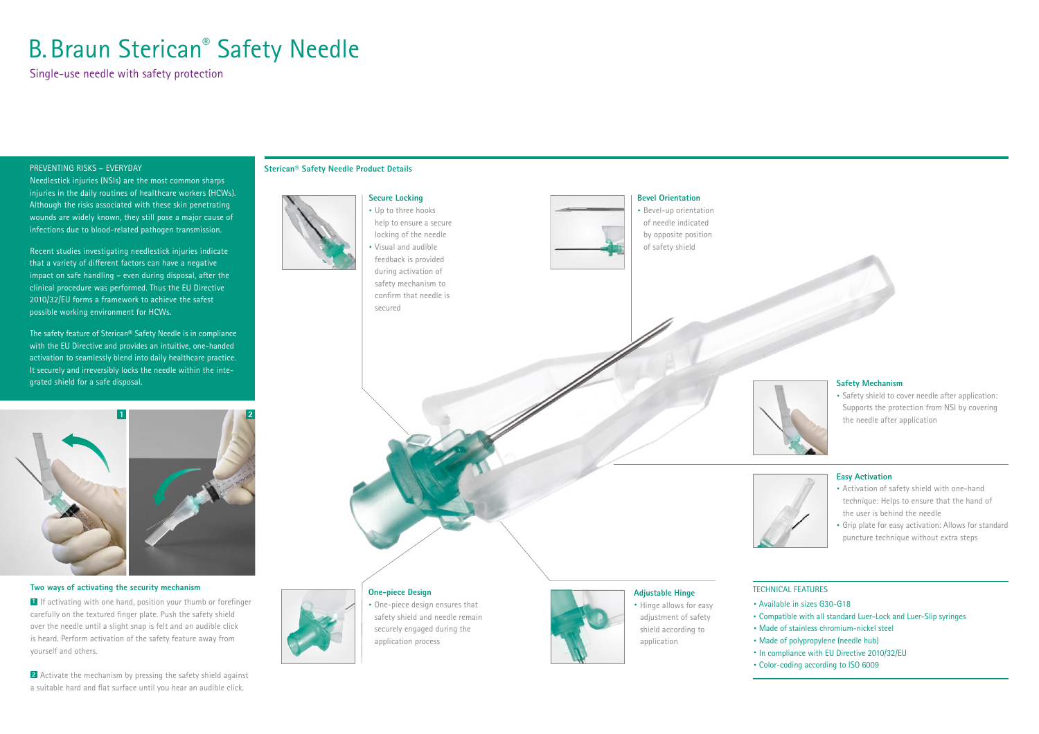# B. Braun Sterican® Safety Needle

Single-use needle with safety protection

PREVENTING RISKS – EVERYDAY

Needlestick injuries (NSIs) are the most common sharps injuries in the daily routines of healthcare workers (HCWs). Although the risks associated with these skin penetrating wounds are widely known, they still pose a major cause of infections due to blood-related pathogen transmission.

Recent studies investigating needlestick injuries indicate that a variety of different factors can have a negative impact on safe handling – even during disposal, after the clinical procedure was performed. Thus the EU Directive 2010/32/EU forms a framework to achieve the safest possible working environment for HCWs.

The safety feature of Sterican® Safety Needle is in compliance with the EU Directive and provides an intuitive, one-handed activation to seamlessly blend into daily healthcare practice. It securely and irreversibly locks the needle within the integrated shield for a safe disposal.

### Two ways of activating the security mechanism

1 If activating with one hand, position your thumb or forefinger carefully on the textured finger plate. Push the safety shield over the needle until a slight snap is felt and an audible click is heard. Perform activation of the safety feature away from yourself and others.

2 Activate the mechanism by pressing the safety shield against a suitable hard and flat surface until you hear an audible click.

## Sterican® Safety Needle Product Details

**Secure Locking**
- Up to three hooks help to ensure a secure locking of the needle
- Visual and audible feedback is provided during activation of safety mechanism to confirm that needle is secured

**Bevel Orientation**
- Bevel-up orientation of needle indicated by opposite position of safety shield

**Safety Mechanism**
- Safety shield to cover needle after application: Supports the protection from NSI by covering the needle after application

**Easy Activation**
- Activation of safety shield with one-hand technique: Helps to ensure that the hand of the user is behind the needle
- Grip plate for easy activation: Allows for standard puncture technique without extra steps

**One-piece Design**
- One-piece design ensures that safety shield and needle remain securely engaged during the application process

**Adjustable Hinge**
- Hinge allows for easy adjustment of safety shield according to application

TECHNICAL FEATURES
- Available in sizes G30-G18
- Compatible with all standard Luer-Lock and Luer-Slip syringes
- Made of stainless chromium-nickel steel
- Made of polypropylene (needle hub)
- In compliance with EU Directive 2010/32/EU
- Color-coding according to ISO 6009